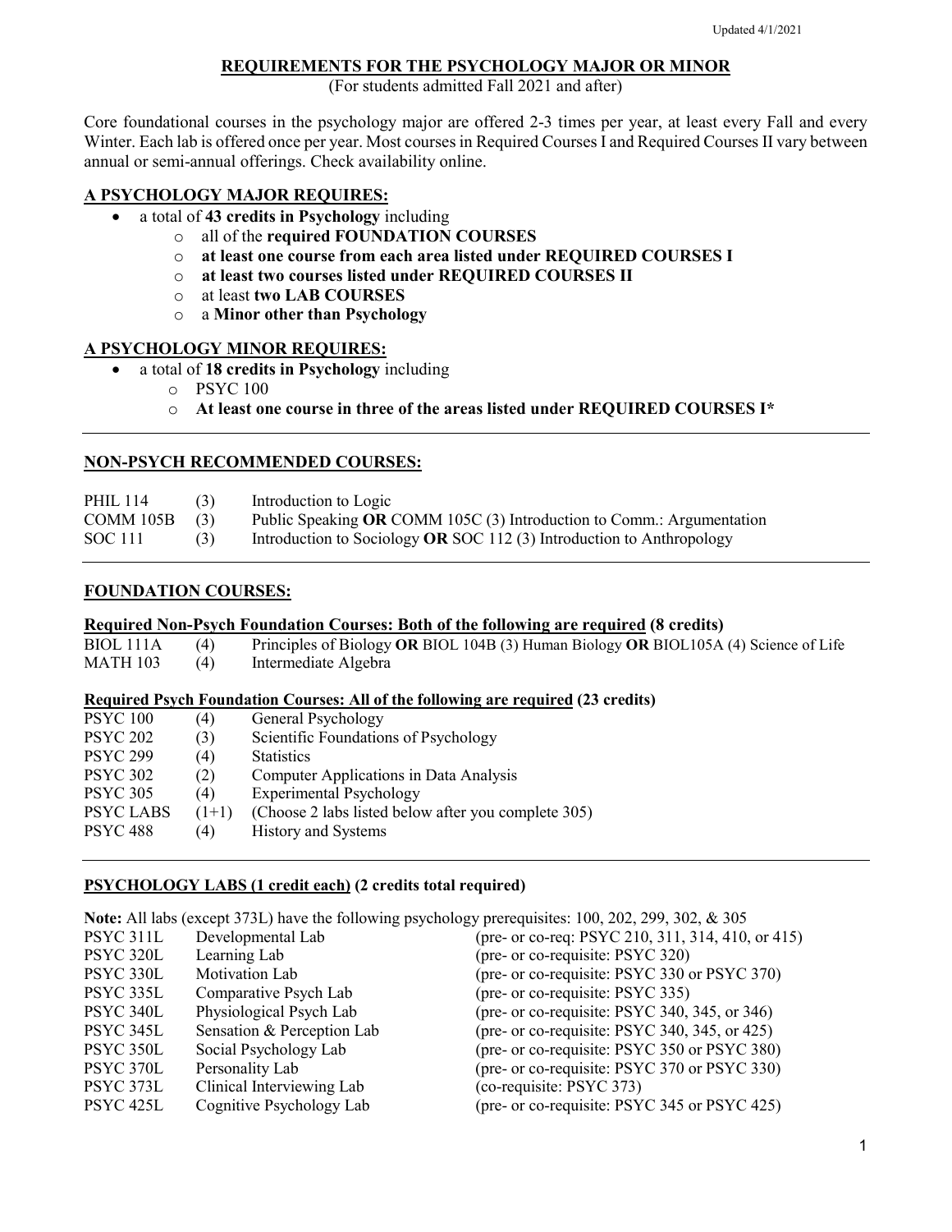Updated 4/1/2021

# REQUIREMENTS FOR THE PSYCHOLOGY MAJOR OR MINOR

(For students admitted Fall 2021 and after)

Core foundational courses in the psychology major are offered 2-3 times per year, at least every Fall and every Winter. Each lab is offered once per year. Most courses in Required Courses I and Required Courses II vary between annual or semi-annual offerings. Check availability online.

## A PSYCHOLOGY MAJOR REQUIRES:

- a total of **43 credits in Psychology** including
  - all of the **required FOUNDATION COURSES**
  - **at least one course from each area listed under REQUIRED COURSES I**
  - **at least two courses listed under REQUIRED COURSES II**
  - at least **two LAB COURSES**
  - a **Minor other than Psychology**

## A PSYCHOLOGY MINOR REQUIRES:

- a total of **18 credits in Psychology** including
  - PSYC 100
  - **At least one course in three of the areas listed under REQUIRED COURSES I***

---

## NON-PSYCH RECOMMENDED COURSES:

| | | |
|---|---|---|
| PHIL 114 | (3) | Introduction to Logic |
| COMM 105B | (3) | Public Speaking **OR** COMM 105C (3) Introduction to Comm.: Argumentation |
| SOC 111 | (3) | Introduction to Sociology **OR** SOC 112 (3) Introduction to Anthropology |

---

## FOUNDATION COURSES:

### Required Non-Psych Foundation Courses: Both of the following are required (8 credits)

| | | |
|---|---|---|
| BIOL 111A | (4) | Principles of Biology **OR** BIOL 104B (3) Human Biology **OR** BIOL105A (4) Science of Life |
| MATH 103 | (4) | Intermediate Algebra |

### Required Psych Foundation Courses: All of the following are required (23 credits)

| | | |
|---|---|---|
| PSYC 100 | (4) | General Psychology |
| PSYC 202 | (3) | Scientific Foundations of Psychology |
| PSYC 299 | (4) | Statistics |
| PSYC 302 | (2) | Computer Applications in Data Analysis |
| PSYC 305 | (4) | Experimental Psychology |
| PSYC LABS | (1+1) | (Choose 2 labs listed below after you complete 305) |
| PSYC 488 | (4) | History and Systems |

---

## PSYCHOLOGY LABS (1 credit each) (2 credits total required)

**Note:** All labs (except 373L) have the following psychology prerequisites: 100, 202, 299, 302, & 305

| | | |
|---|---|---|
| PSYC 311L | Developmental Lab | (pre- or co-req: PSYC 210, 311, 314, 410, or 415) |
| PSYC 320L | Learning Lab | (pre- or co-requisite: PSYC 320) |
| PSYC 330L | Motivation Lab | (pre- or co-requisite: PSYC 330 or PSYC 370) |
| PSYC 335L | Comparative Psych Lab | (pre- or co-requisite: PSYC 335) |
| PSYC 340L | Physiological Psych Lab | (pre- or co-requisite: PSYC 340, 345, or 346) |
| PSYC 345L | Sensation & Perception Lab | (pre- or co-requisite: PSYC 340, 345, or 425) |
| PSYC 350L | Social Psychology Lab | (pre- or co-requisite: PSYC 350 or PSYC 380) |
| PSYC 370L | Personality Lab | (pre- or co-requisite: PSYC 370 or PSYC 330) |
| PSYC 373L | Clinical Interviewing Lab | (co-requisite: PSYC 373) |
| PSYC 425L | Cognitive Psychology Lab | (pre- or co-requisite: PSYC 345 or PSYC 425) |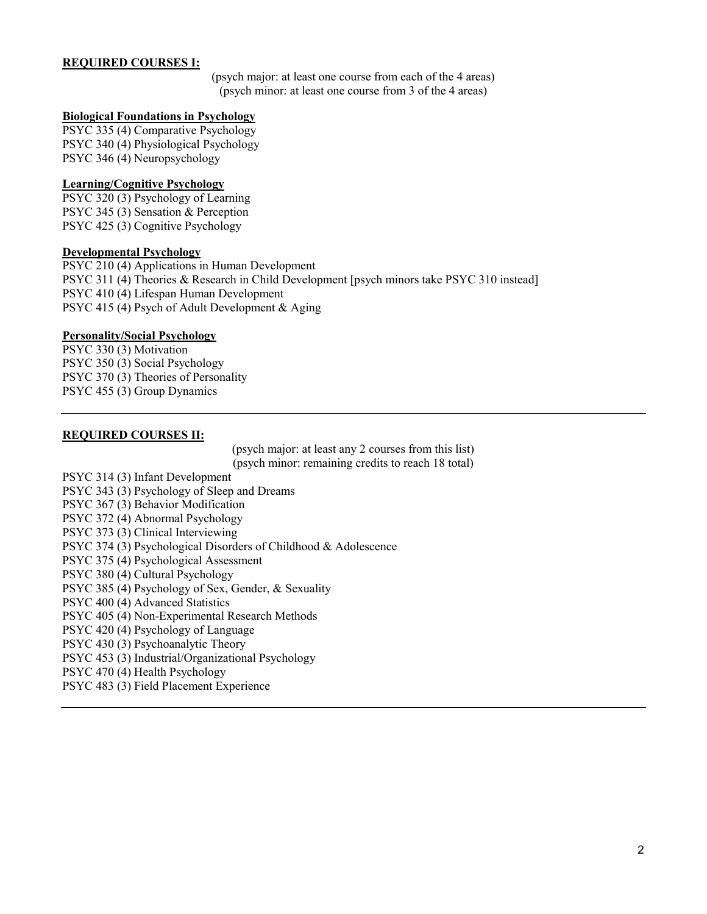**REQUIRED COURSES I:**

(psych major: at least one course from each of the 4 areas)
(psych minor: at least one course from 3 of the 4 areas)

**Biological Foundations in Psychology**

PSYC 335 (4) Comparative Psychology
PSYC 340 (4) Physiological Psychology
PSYC 346 (4) Neuropsychology

**Learning/Cognitive Psychology**

PSYC 320 (3) Psychology of Learning
PSYC 345 (3) Sensation & Perception
PSYC 425 (3) Cognitive Psychology

**Developmental Psychology**

PSYC 210 (4) Applications in Human Development
PSYC 311 (4) Theories & Research in Child Development [psych minors take PSYC 310 instead]
PSYC 410 (4) Lifespan Human Development
PSYC 415 (4) Psych of Adult Development & Aging

**Personality/Social Psychology**

PSYC 330 (3) Motivation
PSYC 350 (3) Social Psychology
PSYC 370 (3) Theories of Personality
PSYC 455 (3) Group Dynamics

---

**REQUIRED COURSES II:**

(psych major: at least any 2 courses from this list)
(psych minor: remaining credits to reach 18 total)

PSYC 314 (3) Infant Development
PSYC 343 (3) Psychology of Sleep and Dreams
PSYC 367 (3) Behavior Modification
PSYC 372 (4) Abnormal Psychology
PSYC 373 (3) Clinical Interviewing
PSYC 374 (3) Psychological Disorders of Childhood & Adolescence
PSYC 375 (4) Psychological Assessment
PSYC 380 (4) Cultural Psychology
PSYC 385 (4) Psychology of Sex, Gender, & Sexuality
PSYC 400 (4) Advanced Statistics
PSYC 405 (4) Non-Experimental Research Methods
PSYC 420 (4) Psychology of Language
PSYC 430 (3) Psychoanalytic Theory
PSYC 453 (3) Industrial/Organizational Psychology
PSYC 470 (4) Health Psychology
PSYC 483 (3) Field Placement Experience

---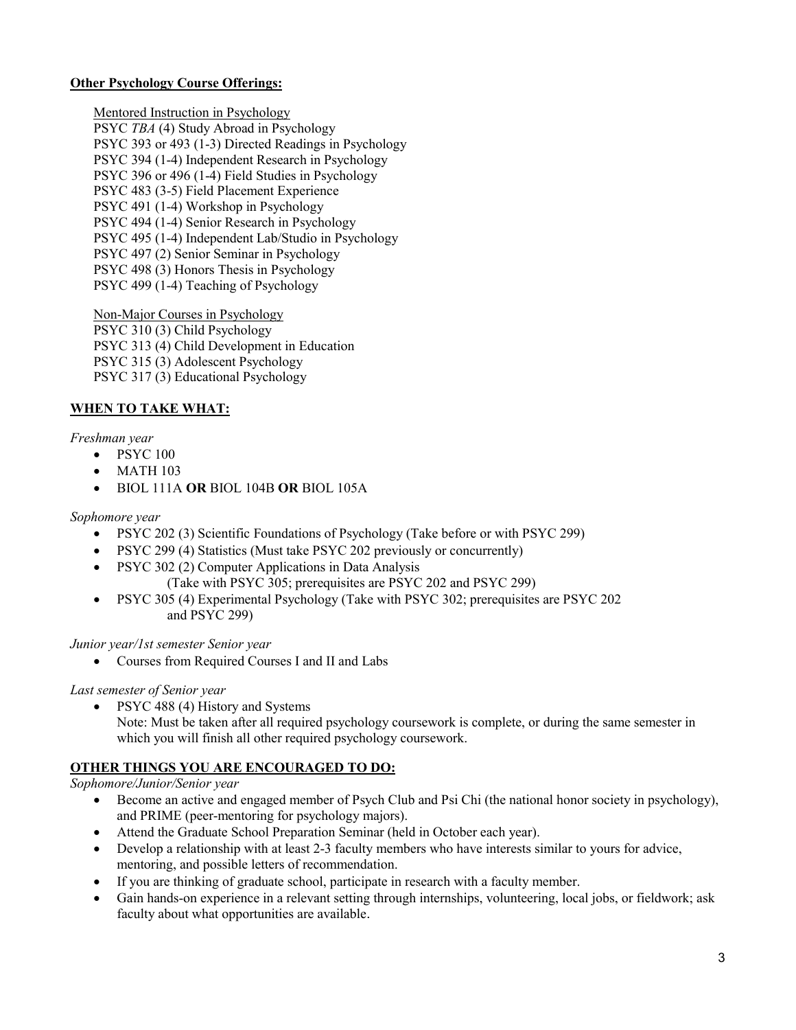**Other Psychology Course Offerings:**

Mentored Instruction in Psychology
PSYC *TBA* (4) Study Abroad in Psychology
PSYC 393 or 493 (1-3) Directed Readings in Psychology
PSYC 394 (1-4) Independent Research in Psychology
PSYC 396 or 496 (1-4) Field Studies in Psychology
PSYC 483 (3-5) Field Placement Experience
PSYC 491 (1-4) Workshop in Psychology
PSYC 494 (1-4) Senior Research in Psychology
PSYC 495 (1-4) Independent Lab/Studio in Psychology
PSYC 497 (2) Senior Seminar in Psychology
PSYC 498 (3) Honors Thesis in Psychology
PSYC 499 (1-4) Teaching of Psychology

Non-Major Courses in Psychology
PSYC 310 (3) Child Psychology
PSYC 313 (4) Child Development in Education
PSYC 315 (3) Adolescent Psychology
PSYC 317 (3) Educational Psychology

## WHEN TO TAKE WHAT:

*Freshman year*

- PSYC 100
- MATH 103
- BIOL 111A **OR** BIOL 104B **OR** BIOL 105A

*Sophomore year*

- PSYC 202 (3) Scientific Foundations of Psychology (Take before or with PSYC 299)
- PSYC 299 (4) Statistics (Must take PSYC 202 previously or concurrently)
- PSYC 302 (2) Computer Applications in Data Analysis
  (Take with PSYC 305; prerequisites are PSYC 202 and PSYC 299)
- PSYC 305 (4) Experimental Psychology (Take with PSYC 302; prerequisites are PSYC 202 and PSYC 299)

*Junior year/1st semester Senior year*

- Courses from Required Courses I and II and Labs

*Last semester of Senior year*

- PSYC 488 (4) History and Systems
  Note: Must be taken after all required psychology coursework is complete, or during the same semester in which you will finish all other required psychology coursework.

## OTHER THINGS YOU ARE ENCOURAGED TO DO:

*Sophomore/Junior/Senior year*

- Become an active and engaged member of Psych Club and Psi Chi (the national honor society in psychology), and PRIME (peer-mentoring for psychology majors).
- Attend the Graduate School Preparation Seminar (held in October each year).
- Develop a relationship with at least 2-3 faculty members who have interests similar to yours for advice, mentoring, and possible letters of recommendation.
- If you are thinking of graduate school, participate in research with a faculty member.
- Gain hands-on experience in a relevant setting through internships, volunteering, local jobs, or fieldwork; ask faculty about what opportunities are available.